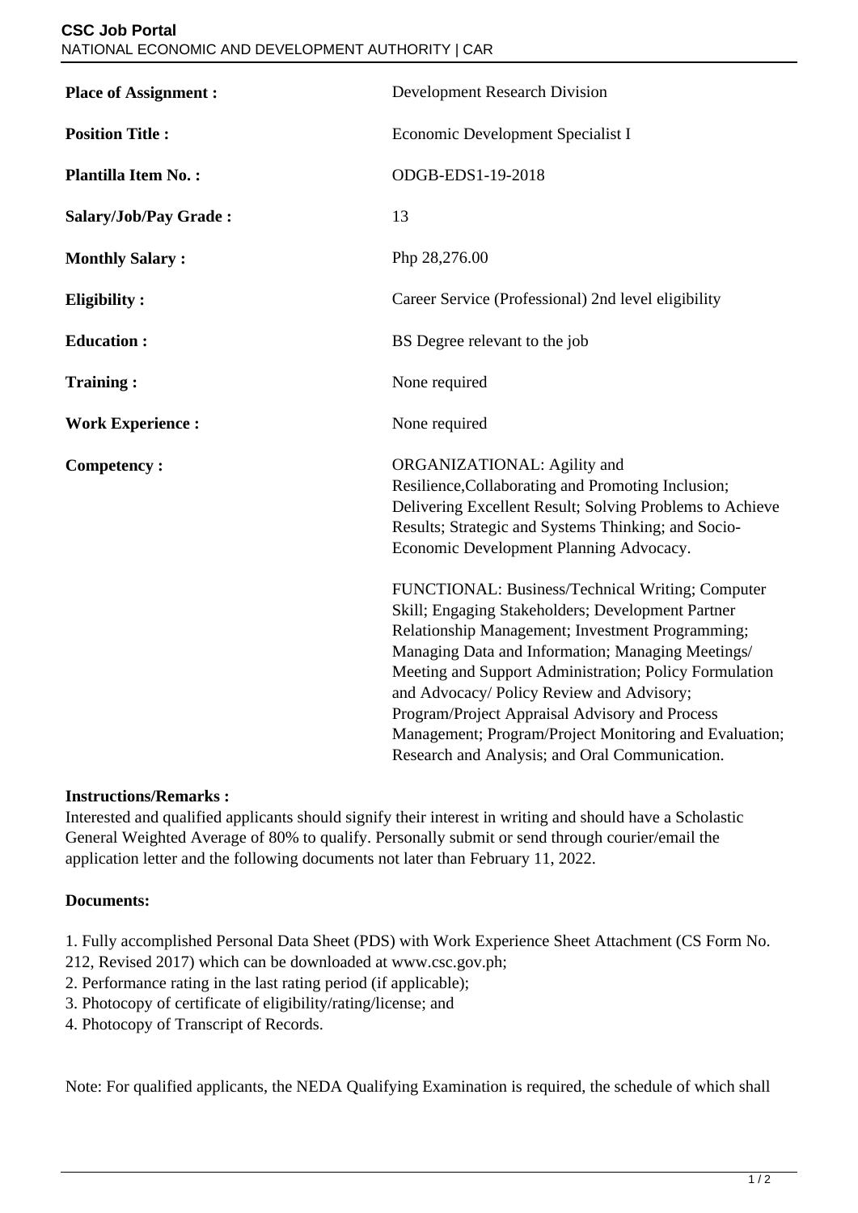**CSC Job Portal**
NATIONAL ECONOMIC AND DEVELOPMENT AUTHORITY | CAR

| | |
|---|---|
| **Place of Assignment :** | Development Research Division |
| **Position Title :** | Economic Development Specialist I |
| **Plantilla Item No. :** | ODGB-EDS1-19-2018 |
| **Salary/Job/Pay Grade :** | 13 |
| **Monthly Salary :** | Php 28,276.00 |
| **Eligibility :** | Career Service (Professional) 2nd level eligibility |
| **Education :** | BS Degree relevant to the job |
| **Training :** | None required |
| **Work Experience :** | None required |
| **Competency :** | ORGANIZATIONAL: Agility and Resilience,Collaborating and Promoting Inclusion; Delivering Excellent Result; Solving Problems to Achieve Results; Strategic and Systems Thinking; and Socio-Economic Development Planning Advocacy.<br><br>FUNCTIONAL: Business/Technical Writing; Computer Skill; Engaging Stakeholders; Development Partner Relationship Management; Investment Programming; Managing Data and Information; Managing Meetings/ Meeting and Support Administration; Policy Formulation and Advocacy/ Policy Review and Advisory; Program/Project Appraisal Advisory and Process Management; Program/Project Monitoring and Evaluation; Research and Analysis; and Oral Communication. |

**Instructions/Remarks :**
Interested and qualified applicants should signify their interest in writing and should have a Scholastic General Weighted Average of 80% to qualify. Personally submit or send through courier/email the application letter and the following documents not later than February 11, 2022.

**Documents:**

1. Fully accomplished Personal Data Sheet (PDS) with Work Experience Sheet Attachment (CS Form No. 212, Revised 2017) which can be downloaded at www.csc.gov.ph;
2. Performance rating in the last rating period (if applicable);
3. Photocopy of certificate of eligibility/rating/license; and
4. Photocopy of Transcript of Records.

Note: For qualified applicants, the NEDA Qualifying Examination is required, the schedule of which shall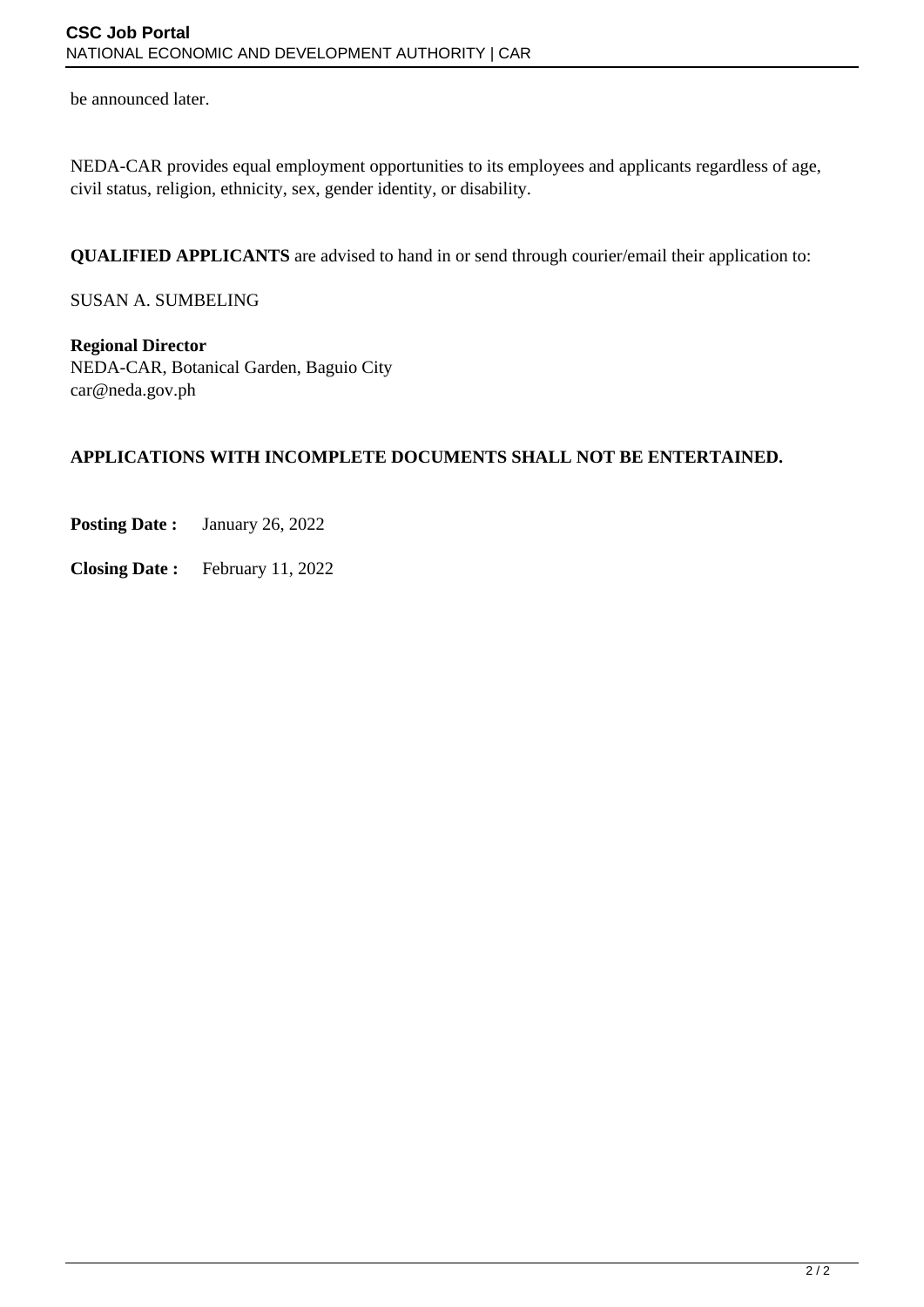be announced later.

NEDA-CAR provides equal employment opportunities to its employees and applicants regardless of age, civil status, religion, ethnicity, sex, gender identity, or disability.

**QUALIFIED APPLICANTS** are advised to hand in or send through courier/email their application to:

SUSAN A. SUMBELING

**Regional Director**
NEDA-CAR, Botanical Garden, Baguio City
car@neda.gov.ph

**APPLICATIONS WITH INCOMPLETE DOCUMENTS SHALL NOT BE ENTERTAINED.**

**Posting Date :** January 26, 2022

**Closing Date :** February 11, 2022